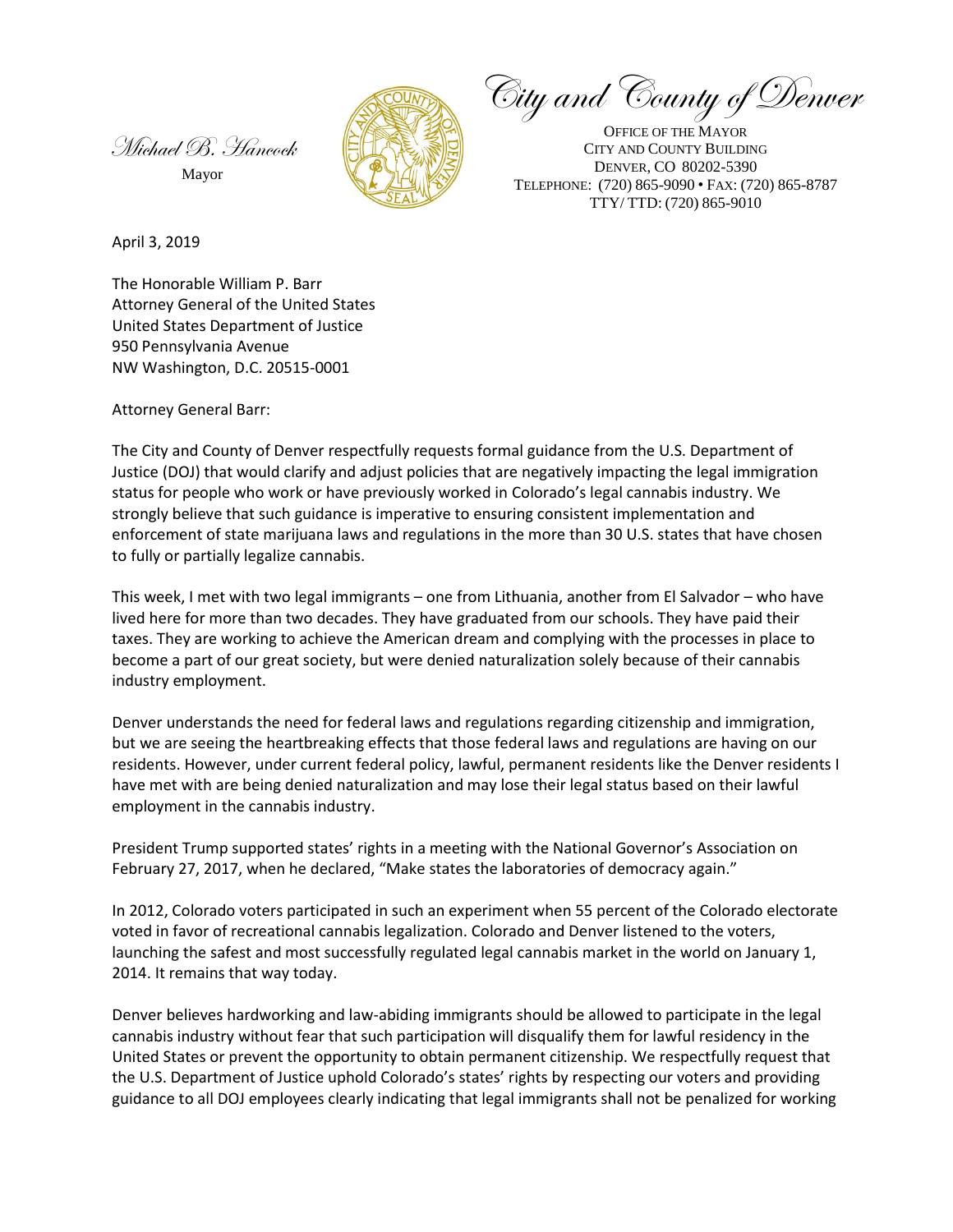Michael B. Hancock
Mayor

City and County of Denver

OFFICE OF THE MAYOR
CITY AND COUNTY BUILDING
DENVER, CO 80202-5390
TELEPHONE: (720) 865-9090 • FAX: (720) 865-8787
TTY/ TTD: (720) 865-9010

April 3, 2019

The Honorable William P. Barr
Attorney General of the United States
United States Department of Justice
950 Pennsylvania Avenue
NW Washington, D.C. 20515-0001

Attorney General Barr:

The City and County of Denver respectfully requests formal guidance from the U.S. Department of Justice (DOJ) that would clarify and adjust policies that are negatively impacting the legal immigration status for people who work or have previously worked in Colorado's legal cannabis industry. We strongly believe that such guidance is imperative to ensuring consistent implementation and enforcement of state marijuana laws and regulations in the more than 30 U.S. states that have chosen to fully or partially legalize cannabis.

This week, I met with two legal immigrants – one from Lithuania, another from El Salvador – who have lived here for more than two decades. They have graduated from our schools. They have paid their taxes. They are working to achieve the American dream and complying with the processes in place to become a part of our great society, but were denied naturalization solely because of their cannabis industry employment.

Denver understands the need for federal laws and regulations regarding citizenship and immigration, but we are seeing the heartbreaking effects that those federal laws and regulations are having on our residents. However, under current federal policy, lawful, permanent residents like the Denver residents I have met with are being denied naturalization and may lose their legal status based on their lawful employment in the cannabis industry.

President Trump supported states' rights in a meeting with the National Governor's Association on February 27, 2017, when he declared, "Make states the laboratories of democracy again."

In 2012, Colorado voters participated in such an experiment when 55 percent of the Colorado electorate voted in favor of recreational cannabis legalization. Colorado and Denver listened to the voters, launching the safest and most successfully regulated legal cannabis market in the world on January 1, 2014. It remains that way today.

Denver believes hardworking and law-abiding immigrants should be allowed to participate in the legal cannabis industry without fear that such participation will disqualify them for lawful residency in the United States or prevent the opportunity to obtain permanent citizenship. We respectfully request that the U.S. Department of Justice uphold Colorado's states' rights by respecting our voters and providing guidance to all DOJ employees clearly indicating that legal immigrants shall not be penalized for working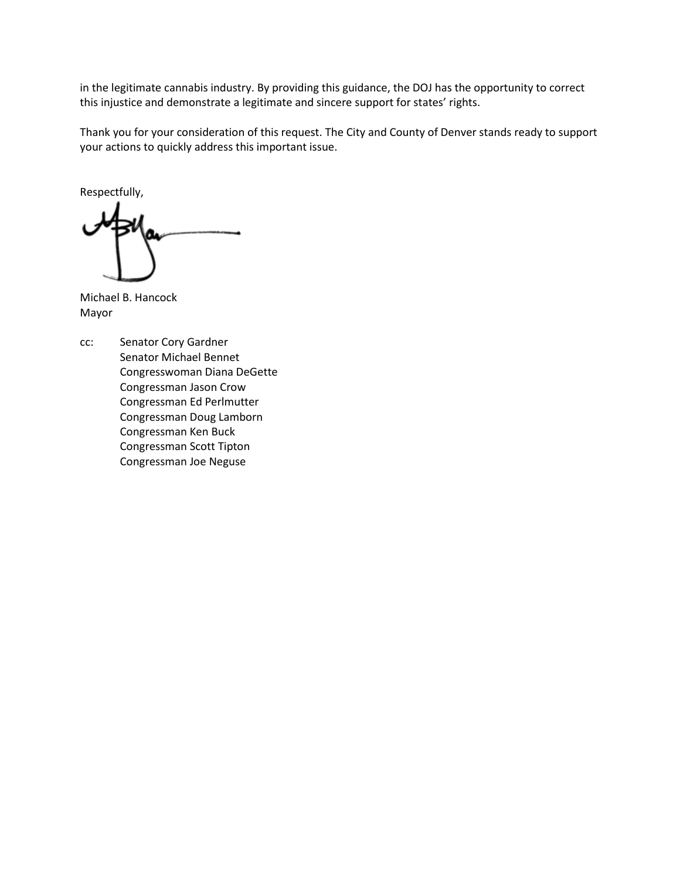in the legitimate cannabis industry. By providing this guidance, the DOJ has the opportunity to correct this injustice and demonstrate a legitimate and sincere support for states' rights.

Thank you for your consideration of this request. The City and County of Denver stands ready to support your actions to quickly address this important issue.

Respectfully,

Michael B. Hancock
Mayor

cc: Senator Cory Gardner
Senator Michael Bennet
Congresswoman Diana DeGette
Congressman Jason Crow
Congressman Ed Perlmutter
Congressman Doug Lamborn
Congressman Ken Buck
Congressman Scott Tipton
Congressman Joe Neguse